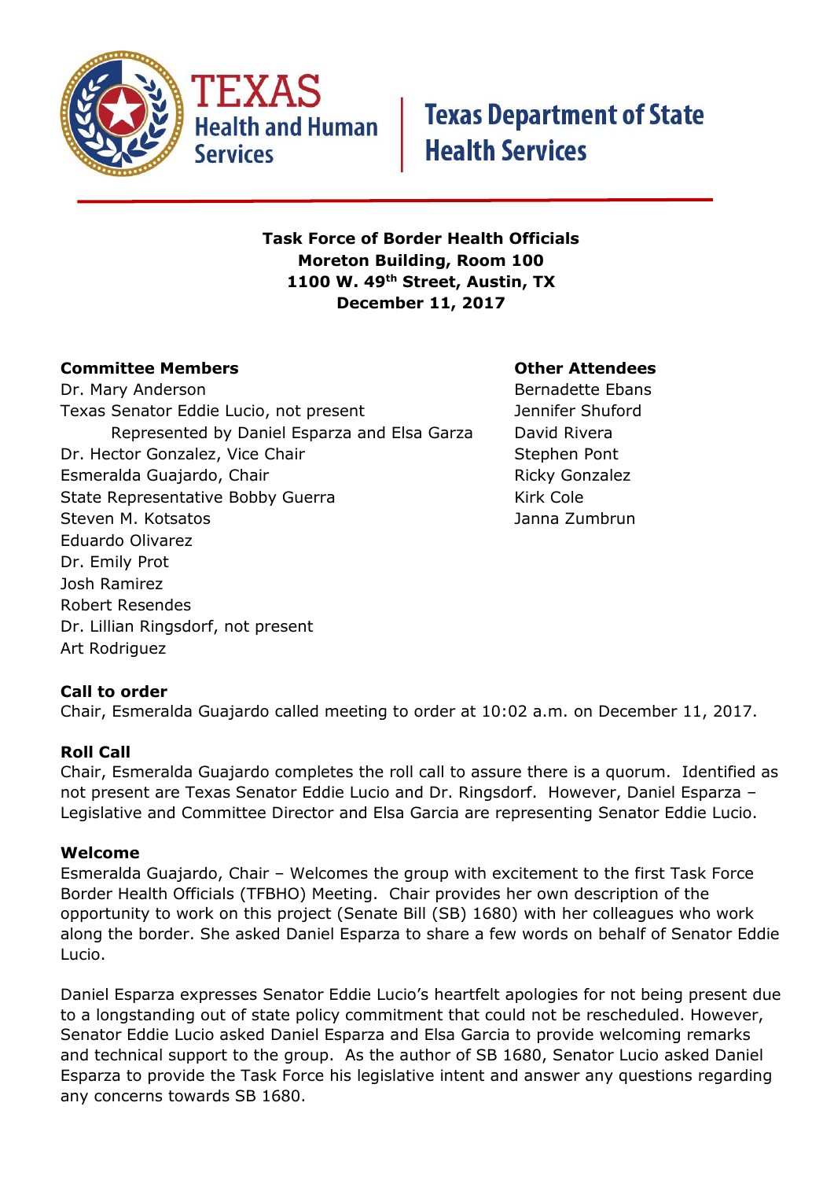Texas Health and Human Services | Texas Department of State Health Services

**Task Force of Border Health Officials**
**Moreton Building, Room 100**
**1100 W. 49th Street, Austin, TX**
**December 11, 2017**

**Committee Members**

Dr. Mary Anderson
Texas Senator Eddie Lucio, not present
  Represented by Daniel Esparza and Elsa Garza
Dr. Hector Gonzalez, Vice Chair
Esmeralda Guajardo, Chair
State Representative Bobby Guerra
Steven M. Kotsatos
Eduardo Olivarez
Dr. Emily Prot
Josh Ramirez
Robert Resendes
Dr. Lillian Ringsdorf, not present
Art Rodriguez

**Other Attendees**

Bernadette Ebans
Jennifer Shuford
David Rivera
Stephen Pont
Ricky Gonzalez
Kirk Cole
Janna Zumbrun

**Call to order**

Chair, Esmeralda Guajardo called meeting to order at 10:02 a.m. on December 11, 2017.

**Roll Call**

Chair, Esmeralda Guajardo completes the roll call to assure there is a quorum. Identified as not present are Texas Senator Eddie Lucio and Dr. Ringsdorf. However, Daniel Esparza – Legislative and Committee Director and Elsa Garcia are representing Senator Eddie Lucio.

**Welcome**

Esmeralda Guajardo, Chair – Welcomes the group with excitement to the first Task Force Border Health Officials (TFBHO) Meeting. Chair provides her own description of the opportunity to work on this project (Senate Bill (SB) 1680) with her colleagues who work along the border. She asked Daniel Esparza to share a few words on behalf of Senator Eddie Lucio.

Daniel Esparza expresses Senator Eddie Lucio's heartfelt apologies for not being present due to a longstanding out of state policy commitment that could not be rescheduled. However, Senator Eddie Lucio asked Daniel Esparza and Elsa Garcia to provide welcoming remarks and technical support to the group. As the author of SB 1680, Senator Lucio asked Daniel Esparza to provide the Task Force his legislative intent and answer any questions regarding any concerns towards SB 1680.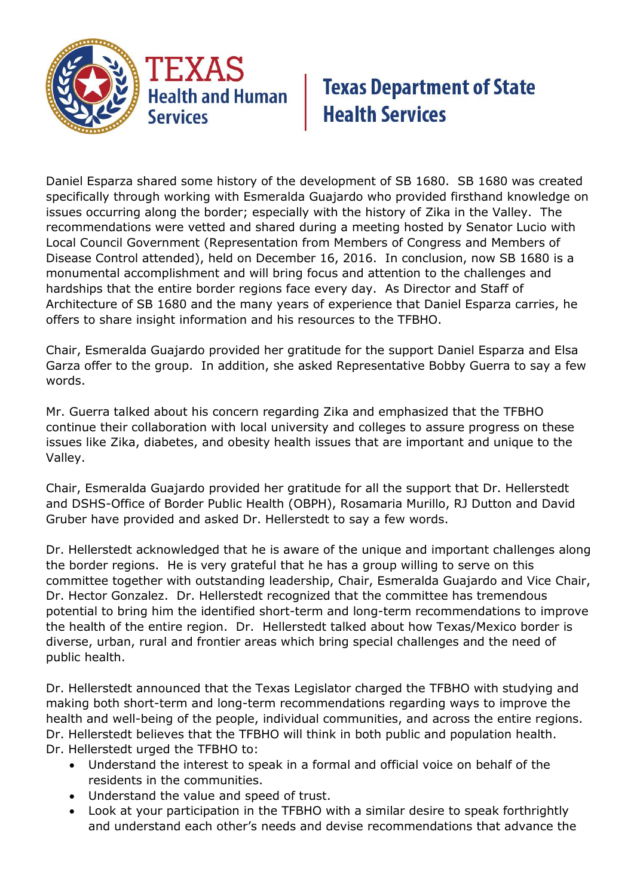Daniel Esparza shared some history of the development of SB 1680. SB 1680 was created specifically through working with Esmeralda Guajardo who provided firsthand knowledge on issues occurring along the border; especially with the history of Zika in the Valley. The recommendations were vetted and shared during a meeting hosted by Senator Lucio with Local Council Government (Representation from Members of Congress and Members of Disease Control attended), held on December 16, 2016. In conclusion, now SB 1680 is a monumental accomplishment and will bring focus and attention to the challenges and hardships that the entire border regions face every day. As Director and Staff of Architecture of SB 1680 and the many years of experience that Daniel Esparza carries, he offers to share insight information and his resources to the TFBHO.

Chair, Esmeralda Guajardo provided her gratitude for the support Daniel Esparza and Elsa Garza offer to the group. In addition, she asked Representative Bobby Guerra to say a few words.

Mr. Guerra talked about his concern regarding Zika and emphasized that the TFBHO continue their collaboration with local university and colleges to assure progress on these issues like Zika, diabetes, and obesity health issues that are important and unique to the Valley.

Chair, Esmeralda Guajardo provided her gratitude for all the support that Dr. Hellerstedt and DSHS-Office of Border Public Health (OBPH), Rosamaria Murillo, RJ Dutton and David Gruber have provided and asked Dr. Hellerstedt to say a few words.

Dr. Hellerstedt acknowledged that he is aware of the unique and important challenges along the border regions. He is very grateful that he has a group willing to serve on this committee together with outstanding leadership, Chair, Esmeralda Guajardo and Vice Chair, Dr. Hector Gonzalez. Dr. Hellerstedt recognized that the committee has tremendous potential to bring him the identified short-term and long-term recommendations to improve the health of the entire region. Dr. Hellerstedt talked about how Texas/Mexico border is diverse, urban, rural and frontier areas which bring special challenges and the need of public health.

Dr. Hellerstedt announced that the Texas Legislator charged the TFBHO with studying and making both short-term and long-term recommendations regarding ways to improve the health and well-being of the people, individual communities, and across the entire regions. Dr. Hellerstedt believes that the TFBHO will think in both public and population health. Dr. Hellerstedt urged the TFBHO to:

- Understand the interest to speak in a formal and official voice on behalf of the residents in the communities.
- Understand the value and speed of trust.
- Look at your participation in the TFBHO with a similar desire to speak forthrightly and understand each other's needs and devise recommendations that advance the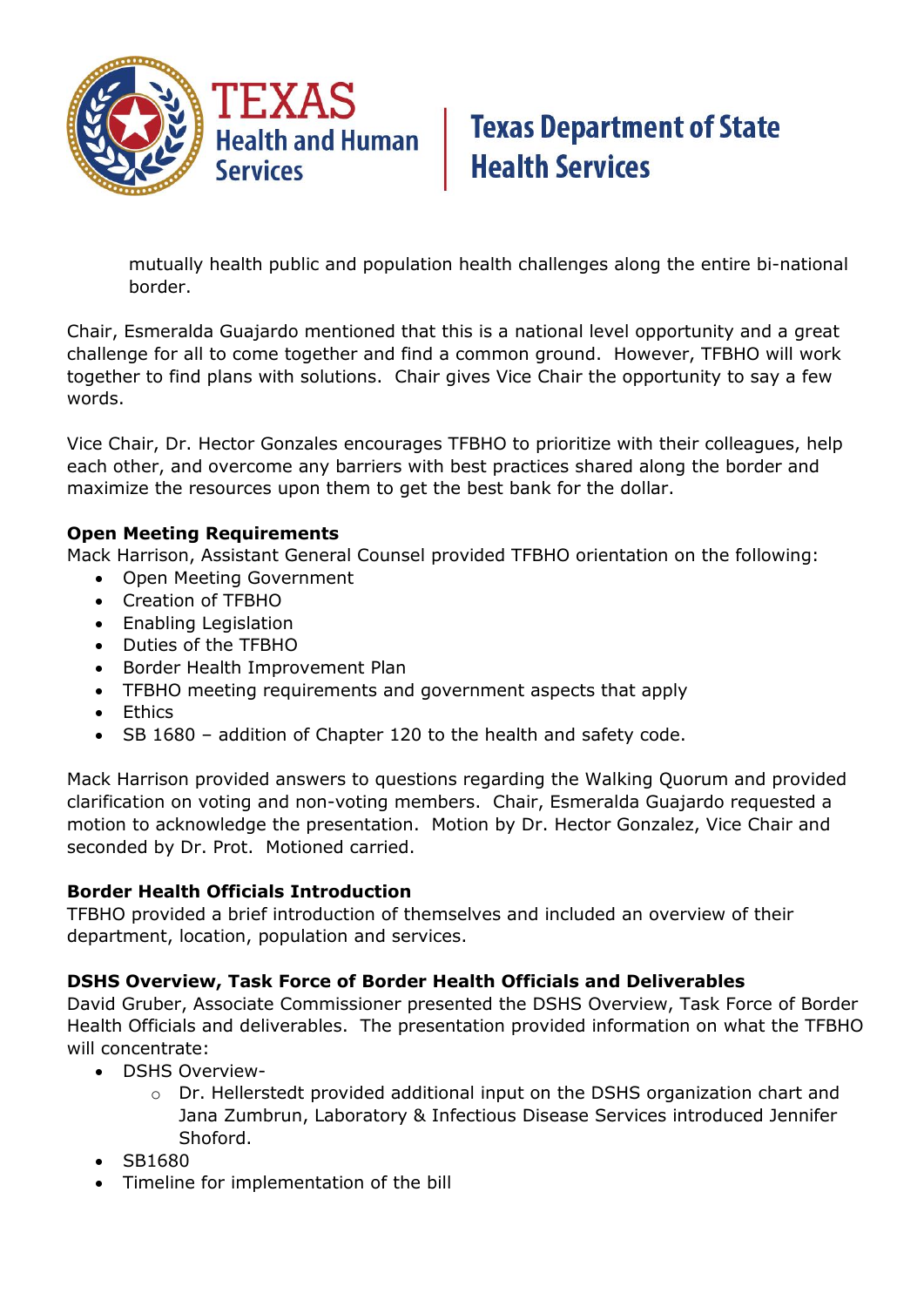mutually health public and population health challenges along the entire bi-national border.

Chair, Esmeralda Guajardo mentioned that this is a national level opportunity and a great challenge for all to come together and find a common ground. However, TFBHO will work together to find plans with solutions. Chair gives Vice Chair the opportunity to say a few words.

Vice Chair, Dr. Hector Gonzales encourages TFBHO to prioritize with their colleagues, help each other, and overcome any barriers with best practices shared along the border and maximize the resources upon them to get the best bank for the dollar.

**Open Meeting Requirements**
Mack Harrison, Assistant General Counsel provided TFBHO orientation on the following:

- Open Meeting Government
- Creation of TFBHO
- Enabling Legislation
- Duties of the TFBHO
- Border Health Improvement Plan
- TFBHO meeting requirements and government aspects that apply
- Ethics
- SB 1680 – addition of Chapter 120 to the health and safety code.

Mack Harrison provided answers to questions regarding the Walking Quorum and provided clarification on voting and non-voting members. Chair, Esmeralda Guajardo requested a motion to acknowledge the presentation. Motion by Dr. Hector Gonzalez, Vice Chair and seconded by Dr. Prot. Motioned carried.

**Border Health Officials Introduction**
TFBHO provided a brief introduction of themselves and included an overview of their department, location, population and services.

**DSHS Overview, Task Force of Border Health Officials and Deliverables**
David Gruber, Associate Commissioner presented the DSHS Overview, Task Force of Border Health Officials and deliverables. The presentation provided information on what the TFBHO will concentrate:

- DSHS Overview-
    - Dr. Hellerstedt provided additional input on the DSHS organization chart and Jana Zumbrun, Laboratory & Infectious Disease Services introduced Jennifer Shoford.
- SB1680
- Timeline for implementation of the bill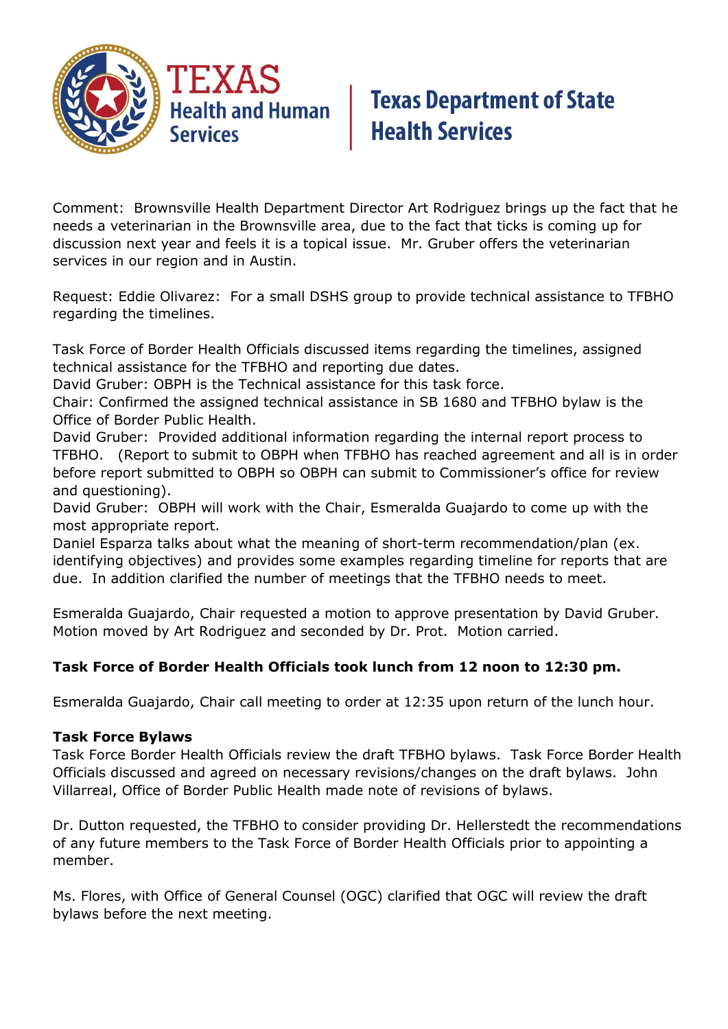Comment: Brownsville Health Department Director Art Rodriguez brings up the fact that he needs a veterinarian in the Brownsville area, due to the fact that ticks is coming up for discussion next year and feels it is a topical issue. Mr. Gruber offers the veterinarian services in our region and in Austin.

Request: Eddie Olivarez: For a small DSHS group to provide technical assistance to TFBHO regarding the timelines.

Task Force of Border Health Officials discussed items regarding the timelines, assigned technical assistance for the TFBHO and reporting due dates.
David Gruber: OBPH is the Technical assistance for this task force.
Chair: Confirmed the assigned technical assistance in SB 1680 and TFBHO bylaw is the Office of Border Public Health.
David Gruber: Provided additional information regarding the internal report process to TFBHO. (Report to submit to OBPH when TFBHO has reached agreement and all is in order before report submitted to OBPH so OBPH can submit to Commissioner's office for review and questioning).
David Gruber: OBPH will work with the Chair, Esmeralda Guajardo to come up with the most appropriate report.
Daniel Esparza talks about what the meaning of short-term recommendation/plan (ex. identifying objectives) and provides some examples regarding timeline for reports that are due. In addition clarified the number of meetings that the TFBHO needs to meet.

Esmeralda Guajardo, Chair requested a motion to approve presentation by David Gruber. Motion moved by Art Rodriguez and seconded by Dr. Prot. Motion carried.

**Task Force of Border Health Officials took lunch from 12 noon to 12:30 pm.**

Esmeralda Guajardo, Chair call meeting to order at 12:35 upon return of the lunch hour.

**Task Force Bylaws**
Task Force Border Health Officials review the draft TFBHO bylaws. Task Force Border Health Officials discussed and agreed on necessary revisions/changes on the draft bylaws. John Villarreal, Office of Border Public Health made note of revisions of bylaws.

Dr. Dutton requested, the TFBHO to consider providing Dr. Hellerstedt the recommendations of any future members to the Task Force of Border Health Officials prior to appointing a member.

Ms. Flores, with Office of General Counsel (OGC) clarified that OGC will review the draft bylaws before the next meeting.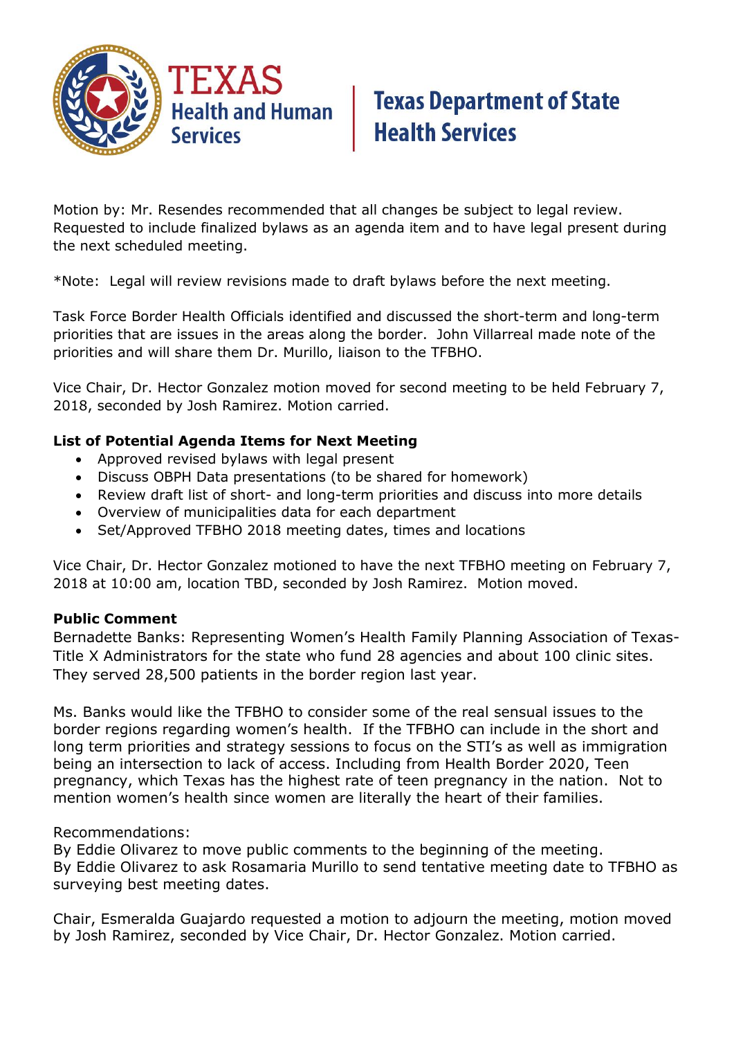Motion by: Mr. Resendes recommended that all changes be subject to legal review. Requested to include finalized bylaws as an agenda item and to have legal present during the next scheduled meeting.

*Note: Legal will review revisions made to draft bylaws before the next meeting.

Task Force Border Health Officials identified and discussed the short-term and long-term priorities that are issues in the areas along the border. John Villarreal made note of the priorities and will share them Dr. Murillo, liaison to the TFBHO.

Vice Chair, Dr. Hector Gonzalez motion moved for second meeting to be held February 7, 2018, seconded by Josh Ramirez. Motion carried.

**List of Potential Agenda Items for Next Meeting**

- Approved revised bylaws with legal present
- Discuss OBPH Data presentations (to be shared for homework)
- Review draft list of short- and long-term priorities and discuss into more details
- Overview of municipalities data for each department
- Set/Approved TFBHO 2018 meeting dates, times and locations

Vice Chair, Dr. Hector Gonzalez motioned to have the next TFBHO meeting on February 7, 2018 at 10:00 am, location TBD, seconded by Josh Ramirez. Motion moved.

**Public Comment**

Bernadette Banks: Representing Women's Health Family Planning Association of Texas-Title X Administrators for the state who fund 28 agencies and about 100 clinic sites. They served 28,500 patients in the border region last year.

Ms. Banks would like the TFBHO to consider some of the real sensual issues to the border regions regarding women's health. If the TFBHO can include in the short and long term priorities and strategy sessions to focus on the STI's as well as immigration being an intersection to lack of access. Including from Health Border 2020, Teen pregnancy, which Texas has the highest rate of teen pregnancy in the nation. Not to mention women's health since women are literally the heart of their families.

Recommendations:
By Eddie Olivarez to move public comments to the beginning of the meeting.
By Eddie Olivarez to ask Rosamaria Murillo to send tentative meeting date to TFBHO as surveying best meeting dates.

Chair, Esmeralda Guajardo requested a motion to adjourn the meeting, motion moved by Josh Ramirez, seconded by Vice Chair, Dr. Hector Gonzalez. Motion carried.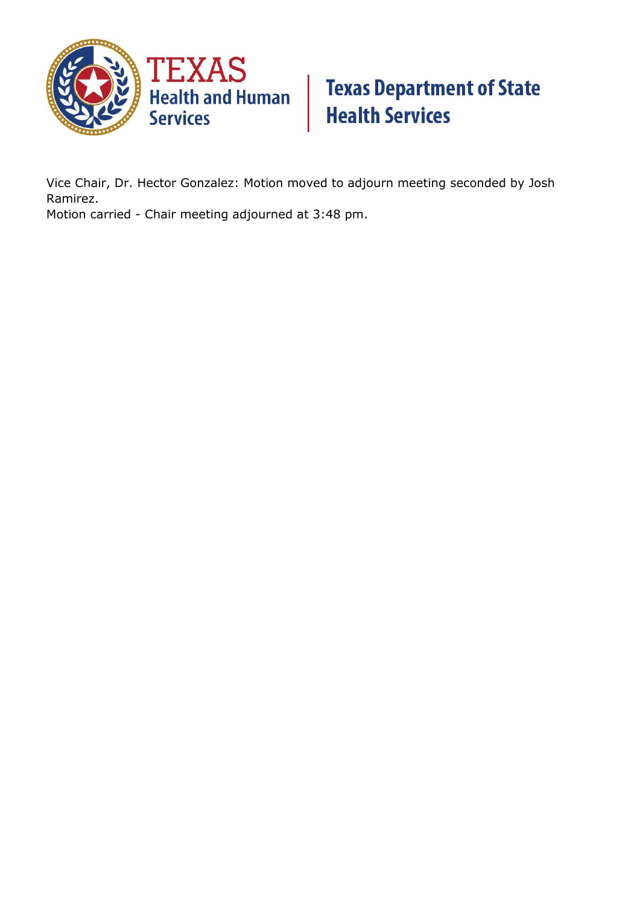Vice Chair, Dr. Hector Gonzalez: Motion moved to adjourn meeting seconded by Josh Ramirez.

Motion carried - Chair meeting adjourned at 3:48 pm.